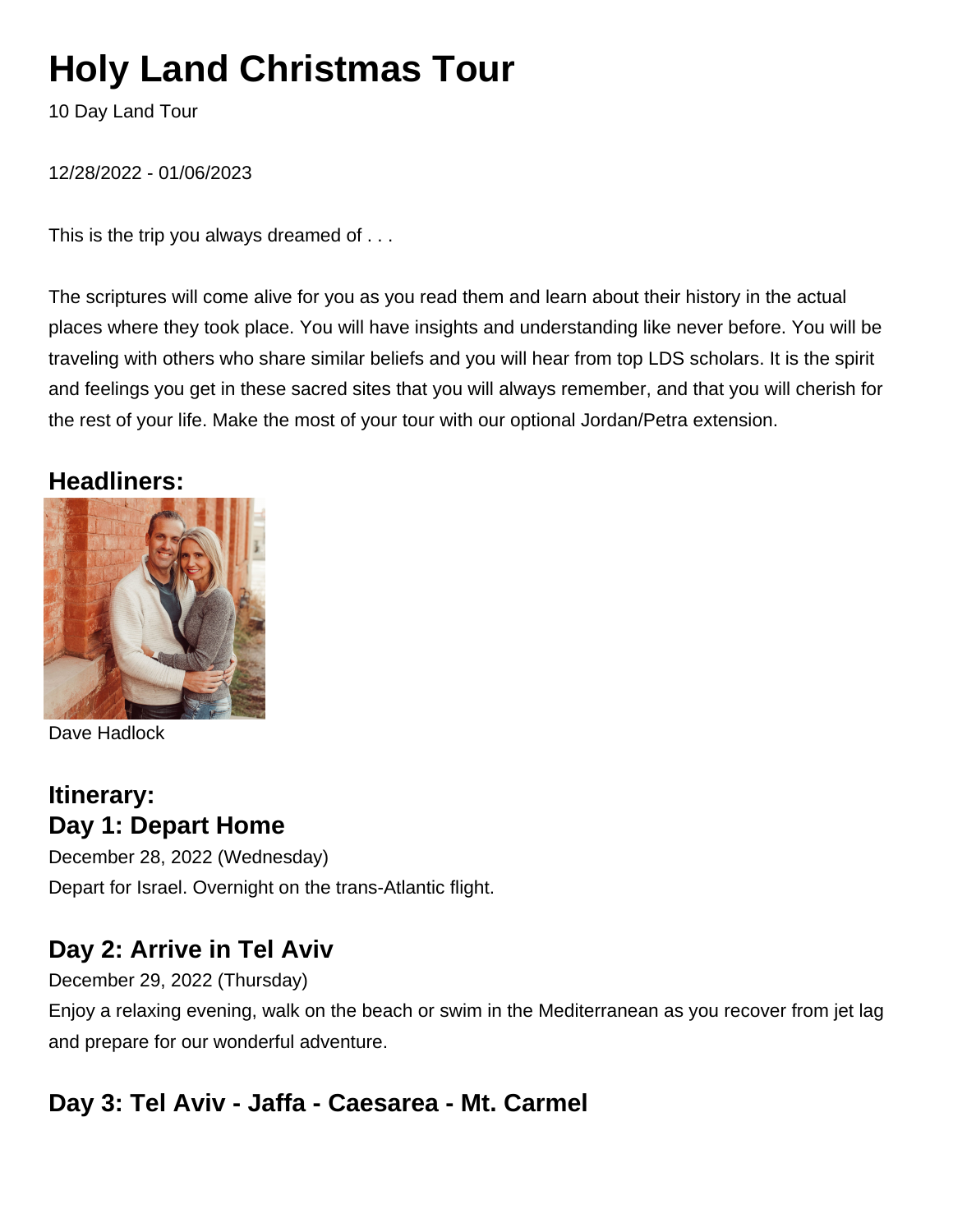# Holy Land Christmas Tour

10 Day Land Tour

12/28/2022 - 01/06/2023

This is the trip you always dreamed of . . .

The scriptures will come alive for you as you read them and learn about their history in the actual places where they took place. You will have insights and understanding like never before. You will be traveling with others who share similar beliefs and you will hear from top LDS scholars. It is the spirit and feelings you get in these sacred sites that you will always remember, and that you will cherish for the rest of your life. Make the most of your tour with our optional Jordan/Petra extension.

### Headliners:

Dave Hadlock

### Itinerary:

## Day 1: Depart Home

December 28, 2022 (Wednesday)

Depart for Israel. Overnight on the trans-Atlantic flight.

## Day 2: Arrive in Tel Aviv

December 29, 2022 (Thursday)

Enjoy a relaxing evening, walk on the beach or swim in the Mediterranean as you recover from jet lag and prepare for our wonderful adventure.

## Day 3: Tel Aviv - Jaffa - Caesarea - Mt. Carmel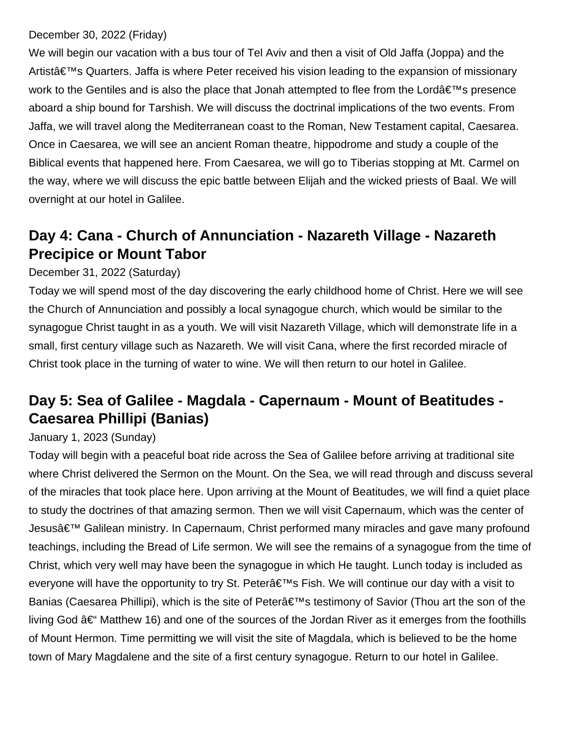December 30, 2022 (Friday)

We will begin our vacation with a bus tour of Tel Aviv and then a visit of Old Jaffa (Joppa) and the Artistâ€™s Quarters. Jaffa is where Peter received his vision leading to the expansion of missionary work to the Gentiles and is also the place that Jonah attempted to flee from the Lordâ€™s presence aboard a ship bound for Tarshish. We will discuss the doctrinal implications of the two events. From Jaffa, we will travel along the Mediterranean coast to the Roman, New Testament capital, Caesarea. Once in Caesarea, we will see an ancient Roman theatre, hippodrome and study a couple of the Biblical events that happened here. From Caesarea, we will go to Tiberias stopping at Mt. Carmel on the way, where we will discuss the epic battle between Elijah and the wicked priests of Baal. We will overnight at our hotel in Galilee.

## Day 4: Cana - Church of Annunciation - Nazareth Village - Nazareth Precipice or Mount Tabor

December 31, 2022 (Saturday)

Today we will spend most of the day discovering the early childhood home of Christ. Here we will see the Church of Annunciation and possibly a local synagogue church, which would be similar to the synagogue Christ taught in as a youth. We will visit Nazareth Village, which will demonstrate life in a small, first century village such as Nazareth. We will visit Cana, where the first recorded miracle of Christ took place in the turning of water to wine. We will then return to our hotel in Galilee.

## Day 5: Sea of Galilee - Magdala - Capernaum - Mount of Beatitudes - Caesarea Phillipi (Banias)

January 1, 2023 (Sunday)

Today will begin with a peaceful boat ride across the Sea of Galilee before arriving at traditional site where Christ delivered the Sermon on the Mount. On the Sea, we will read through and discuss several of the miracles that took place here. Upon arriving at the Mount of Beatitudes, we will find a quiet place to study the doctrines of that amazing sermon. Then we will visit Capernaum, which was the center of Jesusâ€™ Galilean ministry. In Capernaum, Christ performed many miracles and gave many profound teachings, including the Bread of Life sermon. We will see the remains of a synagogue from the time of Christ, which very well may have been the synagogue in which He taught. Lunch today is included as everyone will have the opportunity to try St. Peterâ€™s Fish. We will continue our day with a visit to Banias (Caesarea Phillipi), which is the site of Peterâ€™s testimony of Savior (Thou art the son of the living God â€“ Matthew 16) and one of the sources of the Jordan River as it emerges from the foothills of Mount Hermon. Time permitting we will visit the site of Magdala, which is believed to be the home town of Mary Magdalene and the site of a first century synagogue. Return to our hotel in Galilee.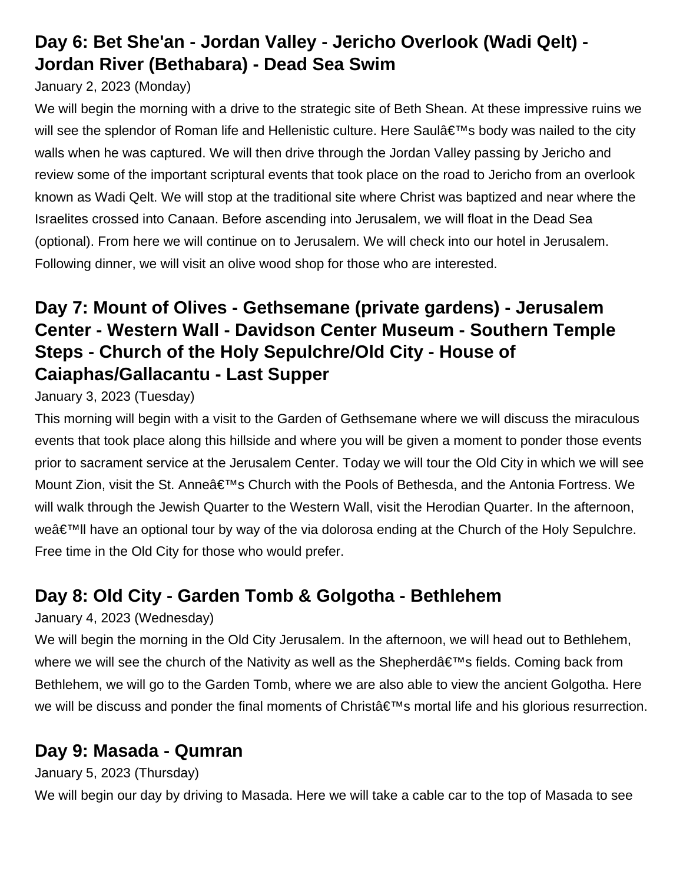## Day 6: Bet She'an - Jordan Valley - Jericho Overlook (Wadi Qelt) - Jordan River (Bethabara) - Dead Sea Swim

January 2, 2023 (Monday)

We will begin the morning with a drive to the strategic site of Beth Shean. At these impressive ruins we will see the splendor of Roman life and Hellenistic culture. Here Saulâ€™s body was nailed to the city walls when he was captured. We will then drive through the Jordan Valley passing by Jericho and review some of the important scriptural events that took place on the road to Jericho from an overlook known as Wadi Qelt. We will stop at the traditional site where Christ was baptized and near where the Israelites crossed into Canaan. Before ascending into Jerusalem, we will float in the Dead Sea (optional). From here we will continue on to Jerusalem. We will check into our hotel in Jerusalem. Following dinner, we will visit an olive wood shop for those who are interested.

## Day 7: Mount of Olives - Gethsemane (private gardens) - Jerusalem Center - Western Wall - Davidson Center Museum - Southern Temple Steps - Church of the Holy Sepulchre/Old City - House of Caiaphas/Gallacantu - Last Supper

January 3, 2023 (Tuesday)

This morning will begin with a visit to the Garden of Gethsemane where we will discuss the miraculous events that took place along this hillside and where you will be given a moment to ponder those events prior to sacrament service at the Jerusalem Center. Today we will tour the Old City in which we will see Mount Zion, visit the St. Anneâ€™s Church with the Pools of Bethesda, and the Antonia Fortress. We will walk through the Jewish Quarter to the Western Wall, visit the Herodian Quarter. In the afternoon, weâ€™ll have an optional tour by way of the via dolorosa ending at the Church of the Holy Sepulchre. Free time in the Old City for those who would prefer.

## Day 8: Old City - Garden Tomb & Golgotha - Bethlehem

January 4, 2023 (Wednesday)

We will begin the morning in the Old City Jerusalem. In the afternoon, we will head out to Bethlehem, where we will see the church of the Nativity as well as the Shepherdâ€™s fields. Coming back from Bethlehem, we will go to the Garden Tomb, where we are also able to view the ancient Golgotha. Here we will be discuss and ponder the final moments of Christâ€™s mortal life and his glorious resurrection.

## Day 9: Masada - Qumran

January 5, 2023 (Thursday)

We will begin our day by driving to Masada. Here we will take a cable car to the top of Masada to see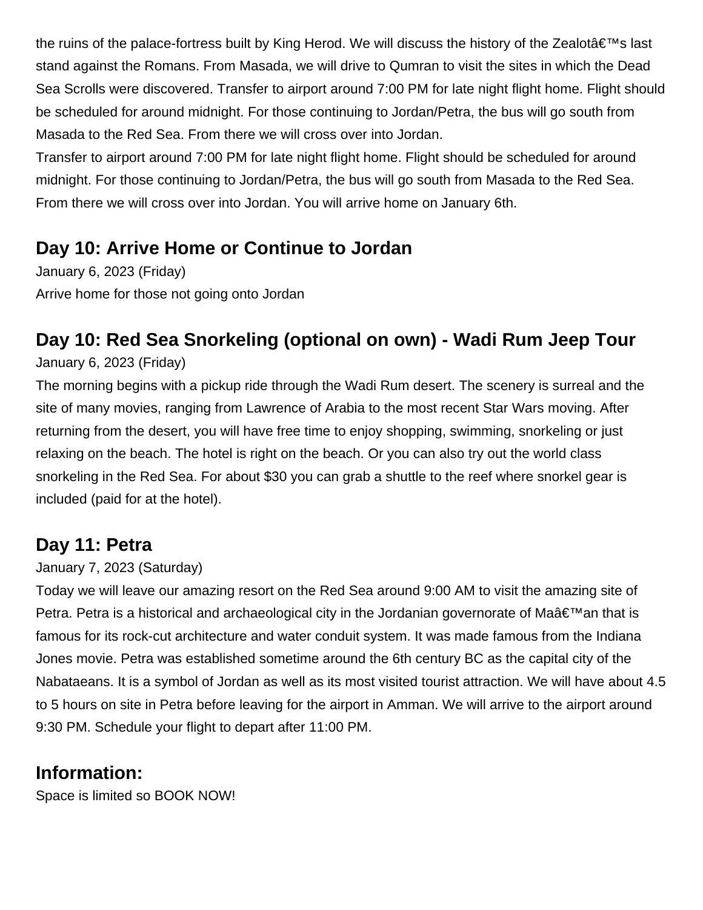the ruins of the palace-fortress built by King Herod. We will discuss the history of the Zealotâ€™s last stand against the Romans. From Masada, we will drive to Qumran to visit the sites in which the Dead Sea Scrolls were discovered. Transfer to airport around 7:00 PM for late night flight home. Flight should be scheduled for around midnight. For those continuing to Jordan/Petra, the bus will go south from Masada to the Red Sea. From there we will cross over into Jordan.

Transfer to airport around 7:00 PM for late night flight home. Flight should be scheduled for around midnight. For those continuing to Jordan/Petra, the bus will go south from Masada to the Red Sea. From there we will cross over into Jordan. You will arrive home on January 6th.

## Day 10: Arrive Home or Continue to Jordan

January 6, 2023 (Friday)

Arrive home for those not going onto Jordan

## Day 10: Red Sea Snorkeling (optional on own) - Wadi Rum Jeep Tour

January 6, 2023 (Friday)

The morning begins with a pickup ride through the Wadi Rum desert. The scenery is surreal and the site of many movies, ranging from Lawrence of Arabia to the most recent Star Wars moving. After returning from the desert, you will have free time to enjoy shopping, swimming, snorkeling or just relaxing on the beach. The hotel is right on the beach. Or you can also try out the world class snorkeling in the Red Sea. For about $30 you can grab a shuttle to the reef where snorkel gear is included (paid for at the hotel).

## Day 11: Petra

January 7, 2023 (Saturday)

Today we will leave our amazing resort on the Red Sea around 9:00 AM to visit the amazing site of Petra. Petra is a historical and archaeological city in the Jordanian governorate of Maâ€™an that is famous for its rock-cut architecture and water conduit system. It was made famous from the Indiana Jones movie. Petra was established sometime around the 6th century BC as the capital city of the Nabataeans. It is a symbol of Jordan as well as its most visited tourist attraction. We will have about 4.5 to 5 hours on site in Petra before leaving for the airport in Amman. We will arrive to the airport around 9:30 PM. Schedule your flight to depart after 11:00 PM.

## Information:

Space is limited so BOOK NOW!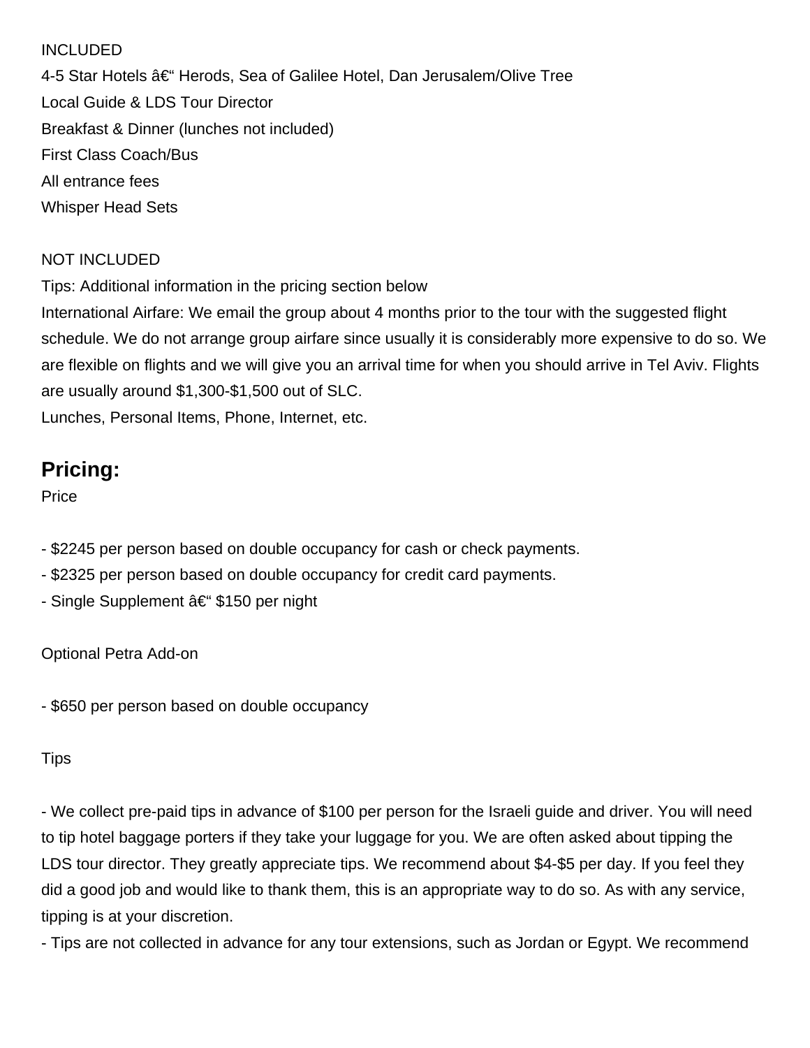INCLUDED
4-5 Star Hotels â€“ Herods, Sea of Galilee Hotel, Dan Jerusalem/Olive Tree
Local Guide & LDS Tour Director
Breakfast & Dinner (lunches not included)
First Class Coach/Bus
All entrance fees
Whisper Head Sets

NOT INCLUDED
Tips: Additional information in the pricing section below
International Airfare: We email the group about 4 months prior to the tour with the suggested flight schedule. We do not arrange group airfare since usually it is considerably more expensive to do so. We are flexible on flights and we will give you an arrival time for when you should arrive in Tel Aviv. Flights are usually around $1,300-$1,500 out of SLC.
Lunches, Personal Items, Phone, Internet, etc.

## Pricing:

Price

- $2245 per person based on double occupancy for cash or check payments.
- $2325 per person based on double occupancy for credit card payments.
- Single Supplement â€“ $150 per night

Optional Petra Add-on

- $650 per person based on double occupancy

Tips

- We collect pre-paid tips in advance of $100 per person for the Israeli guide and driver. You will need to tip hotel baggage porters if they take your luggage for you. We are often asked about tipping the LDS tour director. They greatly appreciate tips. We recommend about $4-$5 per day. If you feel they did a good job and would like to thank them, this is an appropriate way to do so. As with any service, tipping is at your discretion.
- Tips are not collected in advance for any tour extensions, such as Jordan or Egypt. We recommend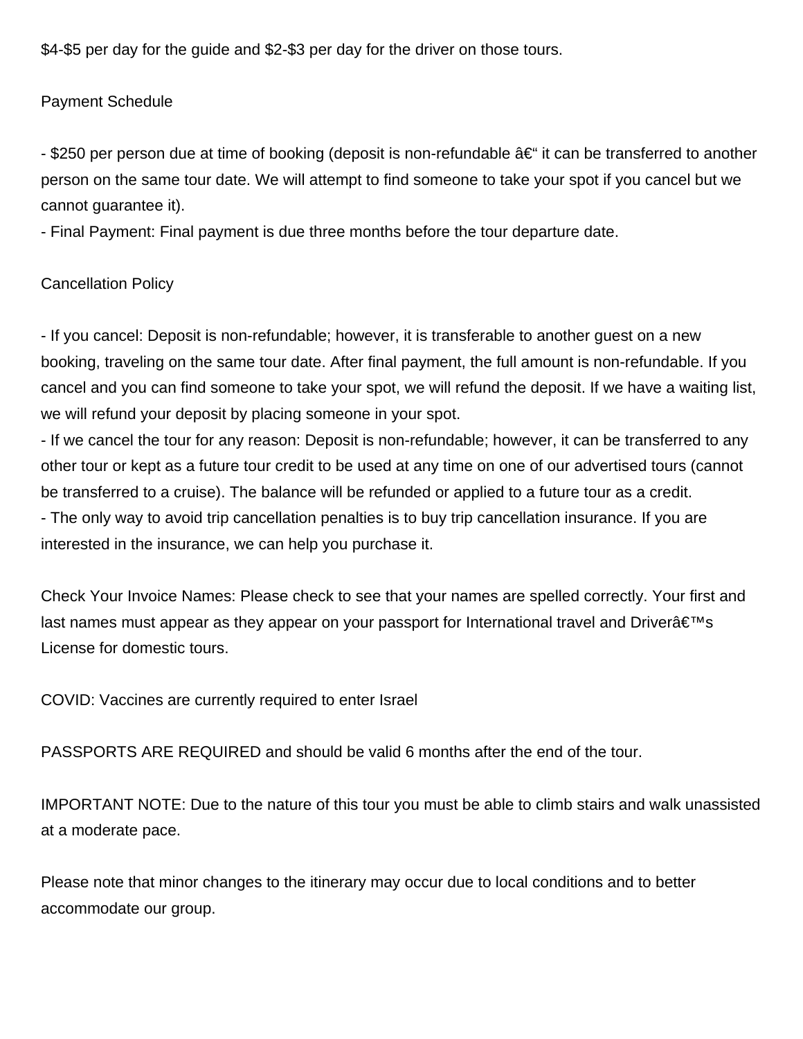$4-$5 per day for the guide and $2-$3 per day for the driver on those tours.

Payment Schedule

- $250 per person due at time of booking (deposit is non-refundable â€“ it can be transferred to another person on the same tour date. We will attempt to find someone to take your spot if you cancel but we cannot guarantee it).
- Final Payment: Final payment is due three months before the tour departure date.

Cancellation Policy

- If you cancel: Deposit is non-refundable; however, it is transferable to another guest on a new booking, traveling on the same tour date. After final payment, the full amount is non-refundable. If you cancel and you can find someone to take your spot, we will refund the deposit. If we have a waiting list, we will refund your deposit by placing someone in your spot.
- If we cancel the tour for any reason: Deposit is non-refundable; however, it can be transferred to any other tour or kept as a future tour credit to be used at any time on one of our advertised tours (cannot be transferred to a cruise). The balance will be refunded or applied to a future tour as a credit.
- The only way to avoid trip cancellation penalties is to buy trip cancellation insurance. If you are interested in the insurance, we can help you purchase it.

Check Your Invoice Names: Please check to see that your names are spelled correctly. Your first and last names must appear as they appear on your passport for International travel and Driverâ€™s License for domestic tours.

COVID: Vaccines are currently required to enter Israel

PASSPORTS ARE REQUIRED and should be valid 6 months after the end of the tour.

IMPORTANT NOTE: Due to the nature of this tour you must be able to climb stairs and walk unassisted at a moderate pace.

Please note that minor changes to the itinerary may occur due to local conditions and to better accommodate our group.